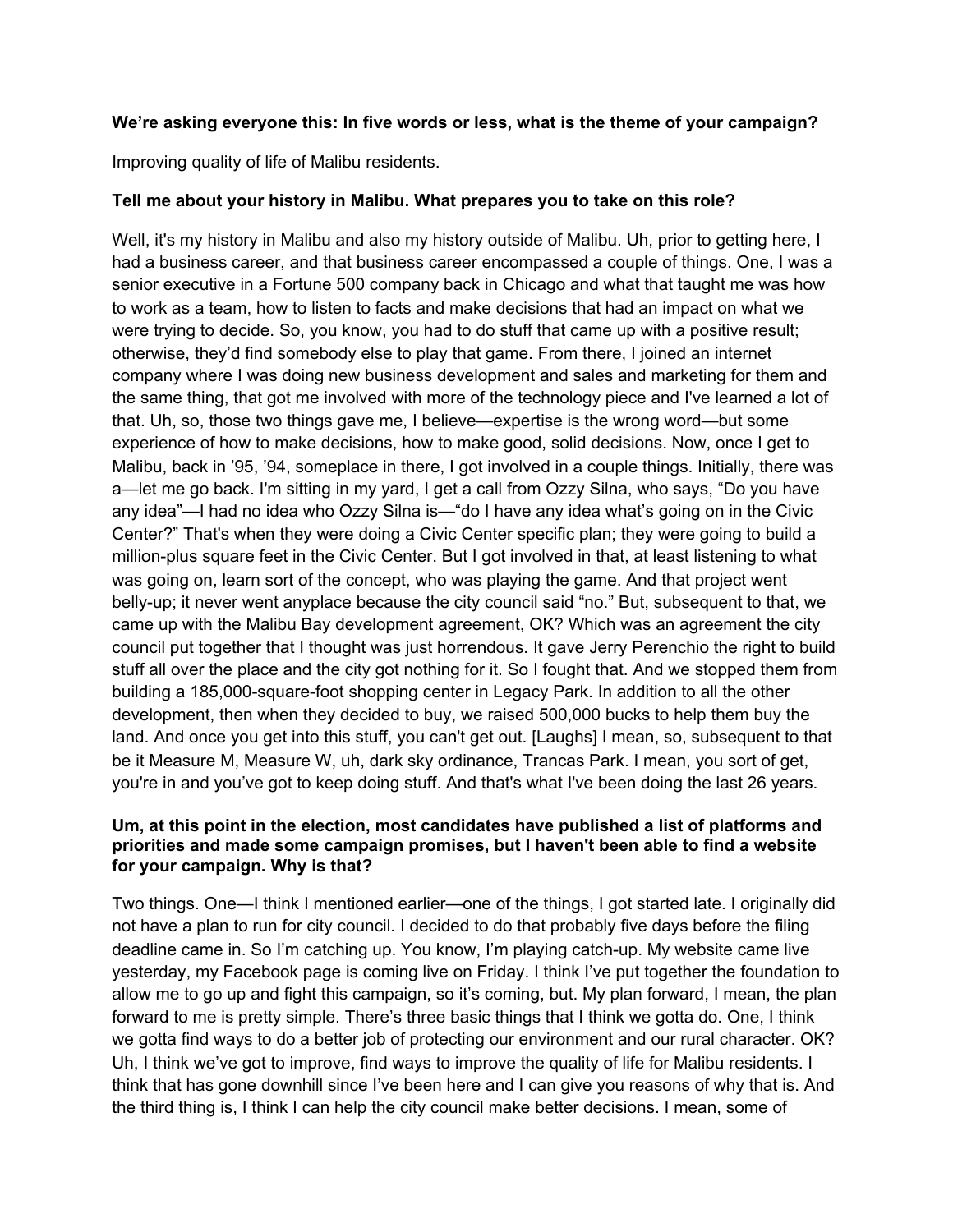**We're asking everyone this: In five words or less, what is the theme of your campaign?**

Improving quality of life of Malibu residents.

**Tell me about your history in Malibu. What prepares you to take on this role?**

Well, it's my history in Malibu and also my history outside of Malibu. Uh, prior to getting here, I had a business career, and that business career encompassed a couple of things. One, I was a senior executive in a Fortune 500 company back in Chicago and what that taught me was how to work as a team, how to listen to facts and make decisions that had an impact on what we were trying to decide. So, you know, you had to do stuff that came up with a positive result; otherwise, they'd find somebody else to play that game. From there, I joined an internet company where I was doing new business development and sales and marketing for them and the same thing, that got me involved with more of the technology piece and I've learned a lot of that. Uh, so, those two things gave me, I believe—expertise is the wrong word—but some experience of how to make decisions, how to make good, solid decisions. Now, once I get to Malibu, back in '95, '94, someplace in there, I got involved in a couple things. Initially, there was a—let me go back. I'm sitting in my yard, I get a call from Ozzy Silna, who says, "Do you have any idea"—I had no idea who Ozzy Silna is—"do I have any idea what's going on in the Civic Center?" That's when they were doing a Civic Center specific plan; they were going to build a million-plus square feet in the Civic Center. But I got involved in that, at least listening to what was going on, learn sort of the concept, who was playing the game. And that project went belly-up; it never went anyplace because the city council said "no." But, subsequent to that, we came up with the Malibu Bay development agreement, OK? Which was an agreement the city council put together that I thought was just horrendous. It gave Jerry Perenchio the right to build stuff all over the place and the city got nothing for it. So I fought that. And we stopped them from building a 185,000-square-foot shopping center in Legacy Park. In addition to all the other development, then when they decided to buy, we raised 500,000 bucks to help them buy the land. And once you get into this stuff, you can't get out. [Laughs] I mean, so, subsequent to that be it Measure M, Measure W, uh, dark sky ordinance, Trancas Park. I mean, you sort of get, you're in and you've got to keep doing stuff. And that's what I've been doing the last 26 years.

**Um, at this point in the election, most candidates have published a list of platforms and priorities and made some campaign promises, but I haven't been able to find a website for your campaign. Why is that?**

Two things. One—I think I mentioned earlier—one of the things, I got started late. I originally did not have a plan to run for city council. I decided to do that probably five days before the filing deadline came in. So I'm catching up. You know, I'm playing catch-up. My website came live yesterday, my Facebook page is coming live on Friday. I think I've put together the foundation to allow me to go up and fight this campaign, so it's coming, but. My plan forward, I mean, the plan forward to me is pretty simple. There's three basic things that I think we gotta do. One, I think we gotta find ways to do a better job of protecting our environment and our rural character. OK? Uh, I think we've got to improve, find ways to improve the quality of life for Malibu residents. I think that has gone downhill since I've been here and I can give you reasons of why that is. And the third thing is, I think I can help the city council make better decisions. I mean, some of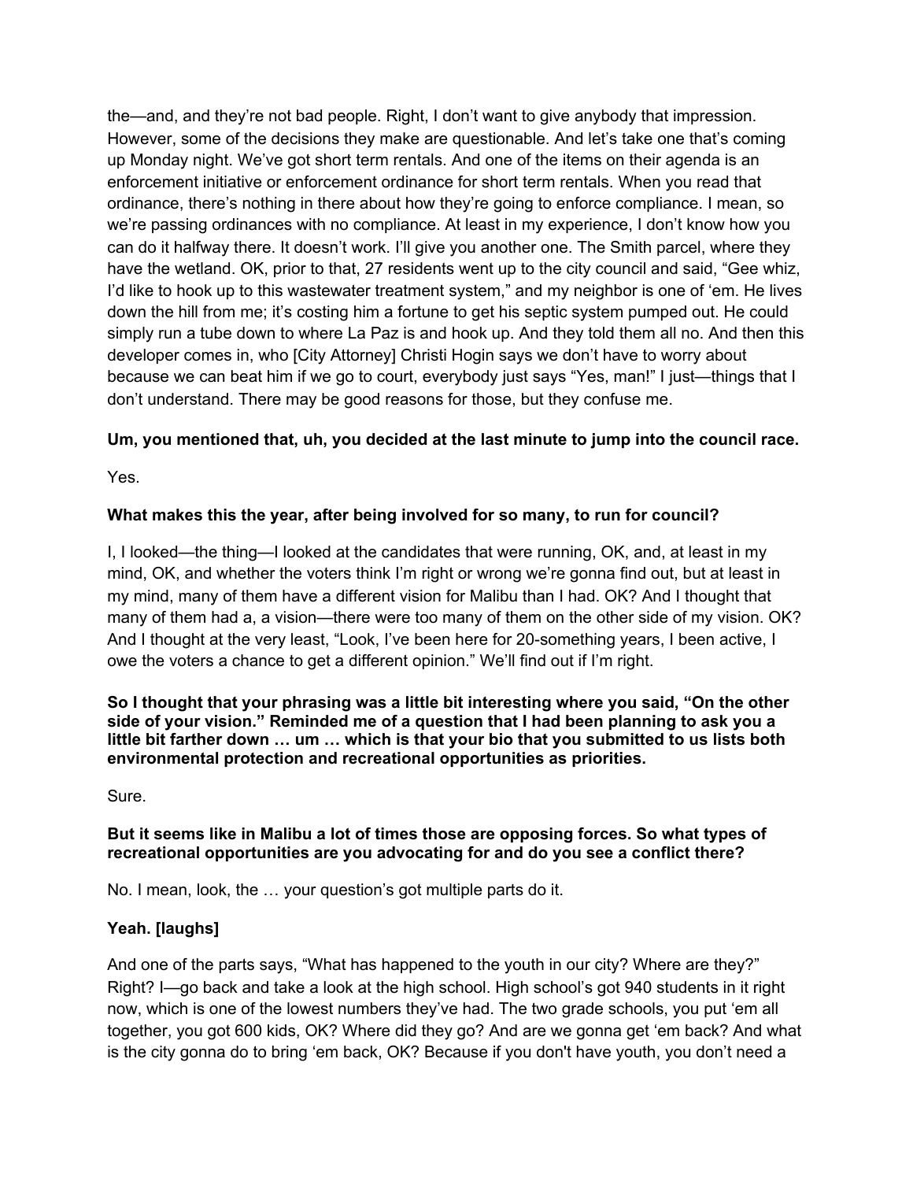the—and, and they're not bad people. Right, I don't want to give anybody that impression. However, some of the decisions they make are questionable. And let's take one that's coming up Monday night. We've got short term rentals. And one of the items on their agenda is an enforcement initiative or enforcement ordinance for short term rentals. When you read that ordinance, there's nothing in there about how they're going to enforce compliance. I mean, so we're passing ordinances with no compliance. At least in my experience, I don't know how you can do it halfway there. It doesn't work. I'll give you another one. The Smith parcel, where they have the wetland. OK, prior to that, 27 residents went up to the city council and said, "Gee whiz, I'd like to hook up to this wastewater treatment system," and my neighbor is one of 'em. He lives down the hill from me; it's costing him a fortune to get his septic system pumped out. He could simply run a tube down to where La Paz is and hook up. And they told them all no. And then this developer comes in, who [City Attorney] Christi Hogin says we don't have to worry about because we can beat him if we go to court, everybody just says "Yes, man!" I just—things that I don't understand. There may be good reasons for those, but they confuse me.

**Um, you mentioned that, uh, you decided at the last minute to jump into the council race.**

Yes.

**What makes this the year, after being involved for so many, to run for council?**

I, I looked—the thing—I looked at the candidates that were running, OK, and, at least in my mind, OK, and whether the voters think I'm right or wrong we're gonna find out, but at least in my mind, many of them have a different vision for Malibu than I had. OK? And I thought that many of them had a, a vision—there were too many of them on the other side of my vision. OK? And I thought at the very least, "Look, I've been here for 20-something years, I been active, I owe the voters a chance to get a different opinion." We'll find out if I'm right.

**So I thought that your phrasing was a little bit interesting where you said, "On the other side of your vision." Reminded me of a question that I had been planning to ask you a little bit farther down … um … which is that your bio that you submitted to us lists both environmental protection and recreational opportunities as priorities.**

Sure.

**But it seems like in Malibu a lot of times those are opposing forces. So what types of recreational opportunities are you advocating for and do you see a conflict there?**

No. I mean, look, the … your question's got multiple parts do it.

**Yeah. [laughs]**

And one of the parts says, "What has happened to the youth in our city? Where are they?" Right? I—go back and take a look at the high school. High school's got 940 students in it right now, which is one of the lowest numbers they've had. The two grade schools, you put 'em all together, you got 600 kids, OK? Where did they go? And are we gonna get 'em back? And what is the city gonna do to bring 'em back, OK? Because if you don't have youth, you don't need a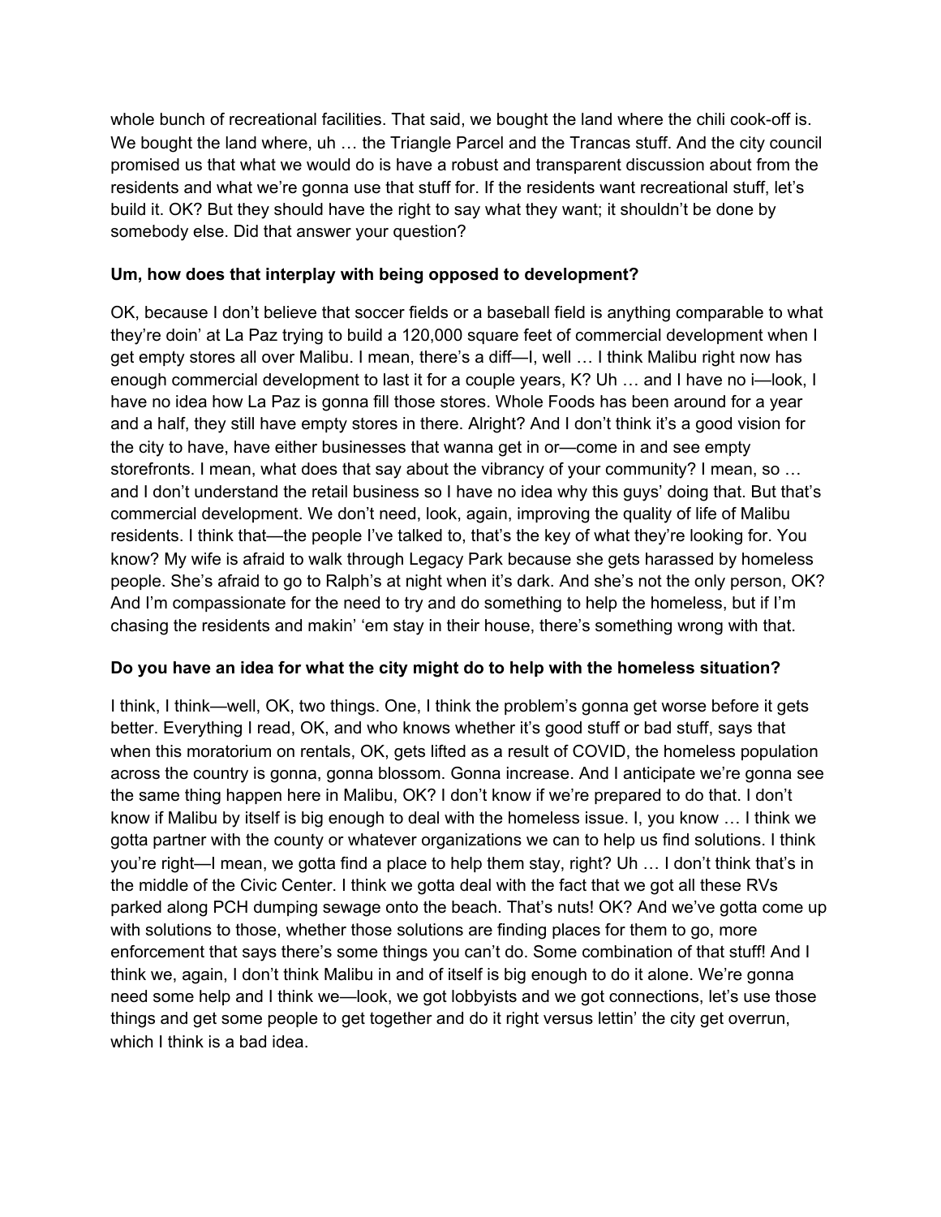whole bunch of recreational facilities. That said, we bought the land where the chili cook-off is. We bought the land where, uh … the Triangle Parcel and the Trancas stuff. And the city council promised us that what we would do is have a robust and transparent discussion about from the residents and what we're gonna use that stuff for. If the residents want recreational stuff, let's build it. OK? But they should have the right to say what they want; it shouldn't be done by somebody else. Did that answer your question?

**Um, how does that interplay with being opposed to development?**

OK, because I don't believe that soccer fields or a baseball field is anything comparable to what they're doin' at La Paz trying to build a 120,000 square feet of commercial development when I get empty stores all over Malibu. I mean, there's a diff—I, well … I think Malibu right now has enough commercial development to last it for a couple years, K? Uh … and I have no i—look, I have no idea how La Paz is gonna fill those stores. Whole Foods has been around for a year and a half, they still have empty stores in there. Alright? And I don't think it's a good vision for the city to have, have either businesses that wanna get in or—come in and see empty storefronts. I mean, what does that say about the vibrancy of your community? I mean, so … and I don't understand the retail business so I have no idea why this guys' doing that. But that's commercial development. We don't need, look, again, improving the quality of life of Malibu residents. I think that—the people I've talked to, that's the key of what they're looking for. You know? My wife is afraid to walk through Legacy Park because she gets harassed by homeless people. She's afraid to go to Ralph's at night when it's dark. And she's not the only person, OK? And I'm compassionate for the need to try and do something to help the homeless, but if I'm chasing the residents and makin' 'em stay in their house, there's something wrong with that.

**Do you have an idea for what the city might do to help with the homeless situation?**

I think, I think—well, OK, two things. One, I think the problem's gonna get worse before it gets better. Everything I read, OK, and who knows whether it's good stuff or bad stuff, says that when this moratorium on rentals, OK, gets lifted as a result of COVID, the homeless population across the country is gonna, gonna blossom. Gonna increase. And I anticipate we're gonna see the same thing happen here in Malibu, OK? I don't know if we're prepared to do that. I don't know if Malibu by itself is big enough to deal with the homeless issue. I, you know … I think we gotta partner with the county or whatever organizations we can to help us find solutions. I think you're right—I mean, we gotta find a place to help them stay, right? Uh … I don't think that's in the middle of the Civic Center. I think we gotta deal with the fact that we got all these RVs parked along PCH dumping sewage onto the beach. That's nuts! OK? And we've gotta come up with solutions to those, whether those solutions are finding places for them to go, more enforcement that says there's some things you can't do. Some combination of that stuff! And I think we, again, I don't think Malibu in and of itself is big enough to do it alone. We're gonna need some help and I think we—look, we got lobbyists and we got connections, let's use those things and get some people to get together and do it right versus lettin' the city get overrun, which I think is a bad idea.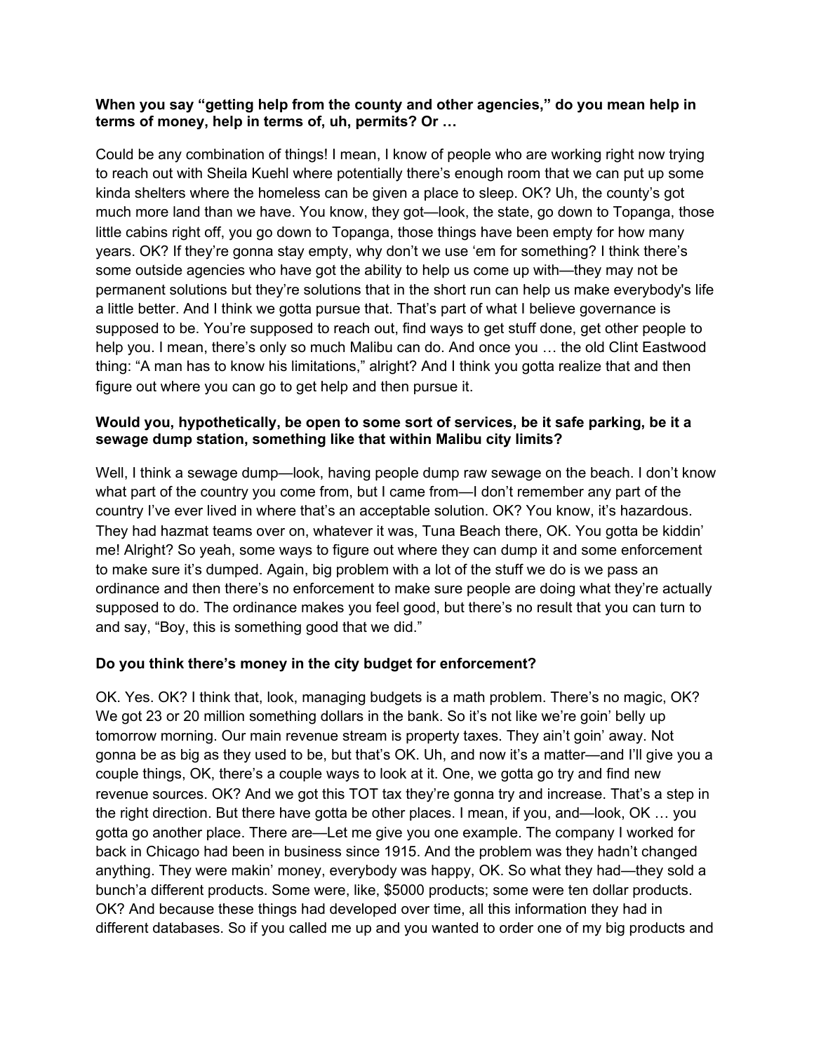**When you say "getting help from the county and other agencies," do you mean help in terms of money, help in terms of, uh, permits? Or …**

Could be any combination of things! I mean, I know of people who are working right now trying to reach out with Sheila Kuehl where potentially there's enough room that we can put up some kinda shelters where the homeless can be given a place to sleep. OK? Uh, the county's got much more land than we have. You know, they got—look, the state, go down to Topanga, those little cabins right off, you go down to Topanga, those things have been empty for how many years. OK? If they're gonna stay empty, why don't we use 'em for something? I think there's some outside agencies who have got the ability to help us come up with—they may not be permanent solutions but they're solutions that in the short run can help us make everybody's life a little better. And I think we gotta pursue that. That's part of what I believe governance is supposed to be. You're supposed to reach out, find ways to get stuff done, get other people to help you. I mean, there's only so much Malibu can do. And once you … the old Clint Eastwood thing: "A man has to know his limitations," alright? And I think you gotta realize that and then figure out where you can go to get help and then pursue it.

**Would you, hypothetically, be open to some sort of services, be it safe parking, be it a sewage dump station, something like that within Malibu city limits?**

Well, I think a sewage dump—look, having people dump raw sewage on the beach. I don't know what part of the country you come from, but I came from—I don't remember any part of the country I've ever lived in where that's an acceptable solution. OK? You know, it's hazardous. They had hazmat teams over on, whatever it was, Tuna Beach there, OK. You gotta be kiddin' me! Alright? So yeah, some ways to figure out where they can dump it and some enforcement to make sure it's dumped. Again, big problem with a lot of the stuff we do is we pass an ordinance and then there's no enforcement to make sure people are doing what they're actually supposed to do. The ordinance makes you feel good, but there's no result that you can turn to and say, "Boy, this is something good that we did."

**Do you think there's money in the city budget for enforcement?**

OK. Yes. OK? I think that, look, managing budgets is a math problem. There's no magic, OK? We got 23 or 20 million something dollars in the bank. So it's not like we're goin' belly up tomorrow morning. Our main revenue stream is property taxes. They ain't goin' away. Not gonna be as big as they used to be, but that's OK. Uh, and now it's a matter—and I'll give you a couple things, OK, there's a couple ways to look at it. One, we gotta go try and find new revenue sources. OK? And we got this TOT tax they're gonna try and increase. That's a step in the right direction. But there have gotta be other places. I mean, if you, and—look, OK … you gotta go another place. There are—Let me give you one example. The company I worked for back in Chicago had been in business since 1915. And the problem was they hadn't changed anything. They were makin' money, everybody was happy, OK. So what they had—they sold a bunch'a different products. Some were, like, $5000 products; some were ten dollar products. OK? And because these things had developed over time, all this information they had in different databases. So if you called me up and you wanted to order one of my big products and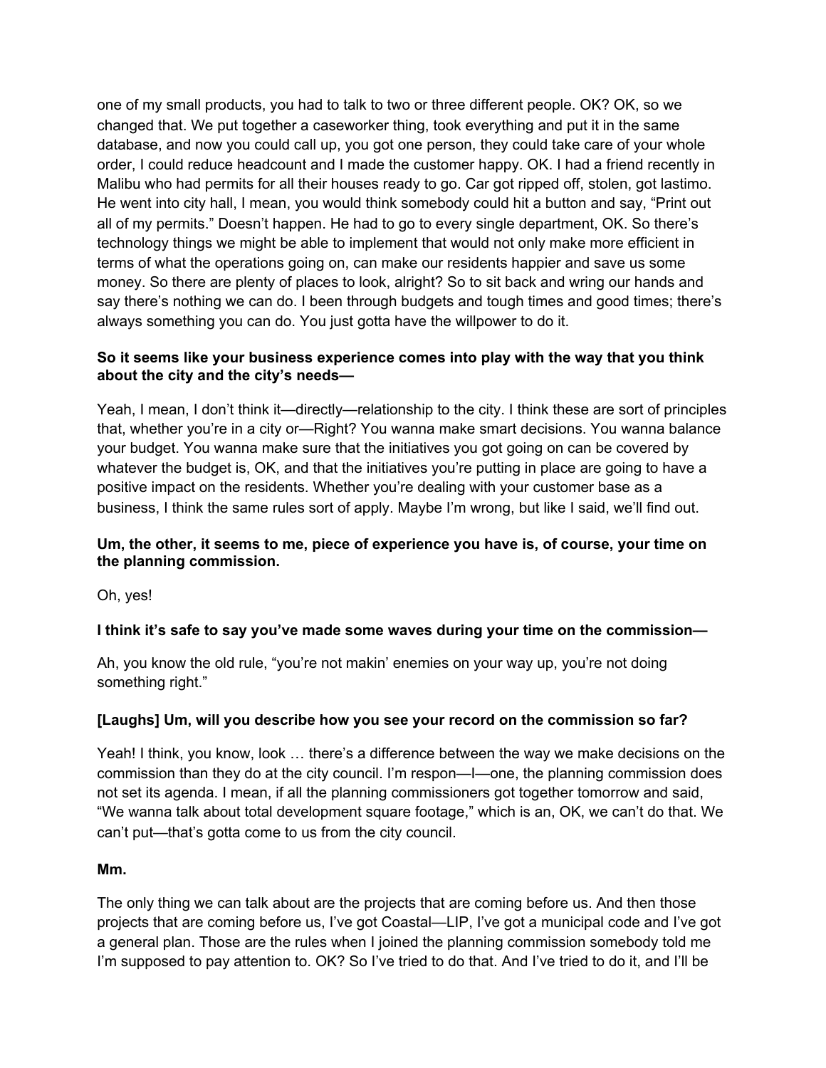one of my small products, you had to talk to two or three different people. OK? OK, so we changed that. We put together a caseworker thing, took everything and put it in the same database, and now you could call up, you got one person, they could take care of your whole order, I could reduce headcount and I made the customer happy. OK. I had a friend recently in Malibu who had permits for all their houses ready to go. Car got ripped off, stolen, got lastimo. He went into city hall, I mean, you would think somebody could hit a button and say, "Print out all of my permits." Doesn't happen. He had to go to every single department, OK. So there's technology things we might be able to implement that would not only make more efficient in terms of what the operations going on, can make our residents happier and save us some money. So there are plenty of places to look, alright? So to sit back and wring our hands and say there's nothing we can do. I been through budgets and tough times and good times; there's always something you can do. You just gotta have the willpower to do it.

**So it seems like your business experience comes into play with the way that you think about the city and the city's needs—**

Yeah, I mean, I don't think it—directly—relationship to the city. I think these are sort of principles that, whether you're in a city or—Right? You wanna make smart decisions. You wanna balance your budget. You wanna make sure that the initiatives you got going on can be covered by whatever the budget is, OK, and that the initiatives you're putting in place are going to have a positive impact on the residents. Whether you're dealing with your customer base as a business, I think the same rules sort of apply. Maybe I'm wrong, but like I said, we'll find out.

**Um, the other, it seems to me, piece of experience you have is, of course, your time on the planning commission.**

Oh, yes!

**I think it's safe to say you've made some waves during your time on the commission—**

Ah, you know the old rule, "you're not makin' enemies on your way up, you're not doing something right."

**[Laughs] Um, will you describe how you see your record on the commission so far?**

Yeah! I think, you know, look … there's a difference between the way we make decisions on the commission than they do at the city council. I'm respon—I—one, the planning commission does not set its agenda. I mean, if all the planning commissioners got together tomorrow and said, "We wanna talk about total development square footage," which is an, OK, we can't do that. We can't put—that's gotta come to us from the city council.

**Mm.**

The only thing we can talk about are the projects that are coming before us. And then those projects that are coming before us, I've got Coastal—LIP, I've got a municipal code and I've got a general plan. Those are the rules when I joined the planning commission somebody told me I'm supposed to pay attention to. OK? So I've tried to do that. And I've tried to do it, and I'll be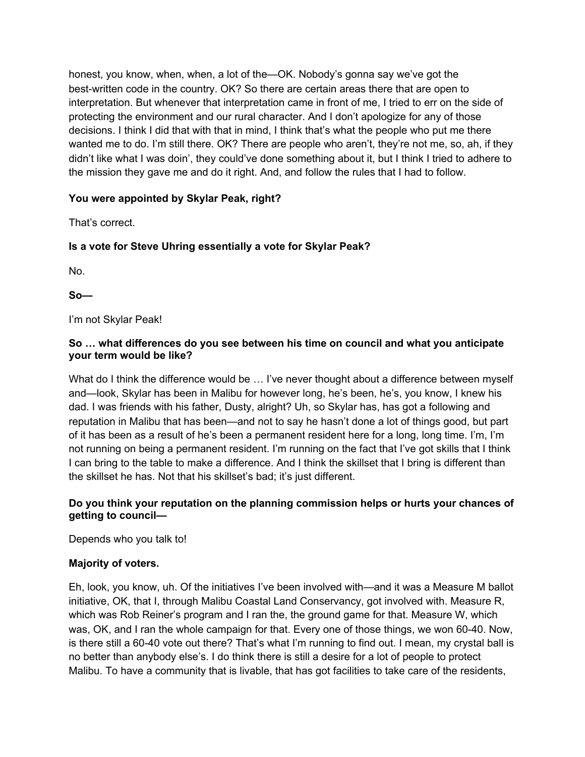honest, you know, when, when, a lot of the—OK. Nobody's gonna say we've got the best-written code in the country. OK? So there are certain areas there that are open to interpretation. But whenever that interpretation came in front of me, I tried to err on the side of protecting the environment and our rural character. And I don't apologize for any of those decisions. I think I did that with that in mind, I think that's what the people who put me there wanted me to do. I'm still there. OK? There are people who aren't, they're not me, so, ah, if they didn't like what I was doin', they could've done something about it, but I think I tried to adhere to the mission they gave me and do it right. And, and follow the rules that I had to follow.

**You were appointed by Skylar Peak, right?**

That's correct.

**Is a vote for Steve Uhring essentially a vote for Skylar Peak?**

No.

**So—**

I'm not Skylar Peak!

**So … what differences do you see between his time on council and what you anticipate your term would be like?**

What do I think the difference would be … I've never thought about a difference between myself and—look, Skylar has been in Malibu for however long, he's been, he's, you know, I knew his dad. I was friends with his father, Dusty, alright? Uh, so Skylar has, has got a following and reputation in Malibu that has been—and not to say he hasn't done a lot of things good, but part of it has been as a result of he's been a permanent resident here for a long, long time. I'm, I'm not running on being a permanent resident. I'm running on the fact that I've got skills that I think I can bring to the table to make a difference. And I think the skillset that I bring is different than the skillset he has. Not that his skillset's bad; it's just different.

**Do you think your reputation on the planning commission helps or hurts your chances of getting to council—**

Depends who you talk to!

**Majority of voters.**

Eh, look, you know, uh. Of the initiatives I've been involved with—and it was a Measure M ballot initiative, OK, that I, through Malibu Coastal Land Conservancy, got involved with. Measure R, which was Rob Reiner's program and I ran the, the ground game for that. Measure W, which was, OK, and I ran the whole campaign for that. Every one of those things, we won 60-40. Now, is there still a 60-40 vote out there? That's what I'm running to find out. I mean, my crystal ball is no better than anybody else's. I do think there is still a desire for a lot of people to protect Malibu. To have a community that is livable, that has got facilities to take care of the residents,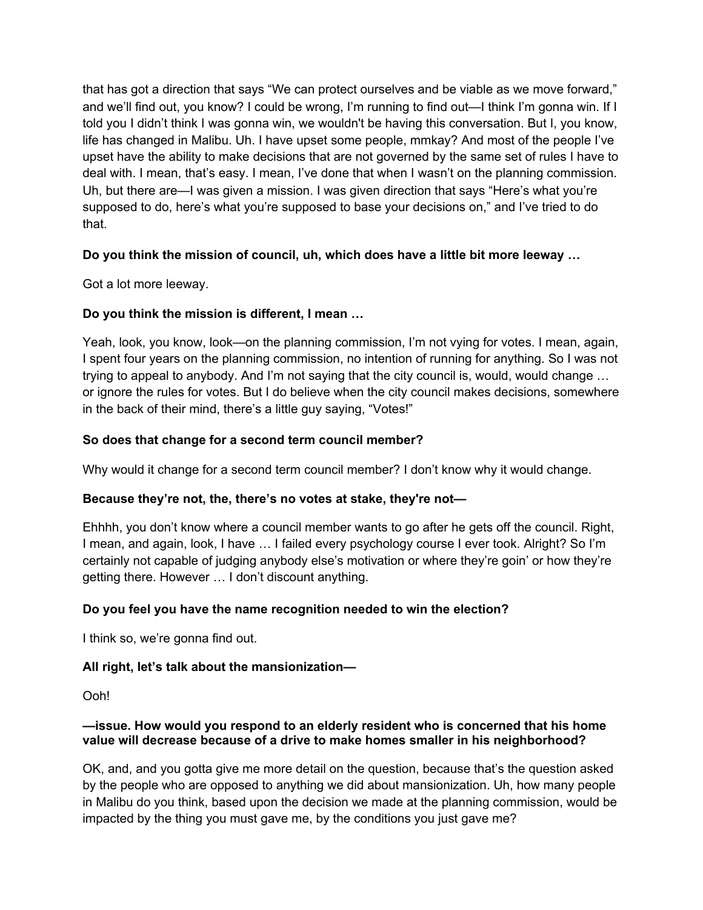that has got a direction that says "We can protect ourselves and be viable as we move forward," and we'll find out, you know? I could be wrong, I'm running to find out—I think I'm gonna win. If I told you I didn't think I was gonna win, we wouldn't be having this conversation. But I, you know, life has changed in Malibu. Uh. I have upset some people, mmkay? And most of the people I've upset have the ability to make decisions that are not governed by the same set of rules I have to deal with. I mean, that's easy. I mean, I've done that when I wasn't on the planning commission. Uh, but there are—I was given a mission. I was given direction that says "Here's what you're supposed to do, here's what you're supposed to base your decisions on," and I've tried to do that.

**Do you think the mission of council, uh, which does have a little bit more leeway …**

Got a lot more leeway.

**Do you think the mission is different, I mean …**

Yeah, look, you know, look—on the planning commission, I'm not vying for votes. I mean, again, I spent four years on the planning commission, no intention of running for anything. So I was not trying to appeal to anybody. And I'm not saying that the city council is, would, would change … or ignore the rules for votes. But I do believe when the city council makes decisions, somewhere in the back of their mind, there's a little guy saying, "Votes!"

**So does that change for a second term council member?**

Why would it change for a second term council member? I don't know why it would change.

**Because they're not, the, there's no votes at stake, they're not—**

Ehhhh, you don't know where a council member wants to go after he gets off the council. Right, I mean, and again, look, I have … I failed every psychology course I ever took. Alright? So I'm certainly not capable of judging anybody else's motivation or where they're goin' or how they're getting there. However … I don't discount anything.

**Do you feel you have the name recognition needed to win the election?**

I think so, we're gonna find out.

**All right, let's talk about the mansionization—**

Ooh!

**—issue. How would you respond to an elderly resident who is concerned that his home value will decrease because of a drive to make homes smaller in his neighborhood?**

OK, and, and you gotta give me more detail on the question, because that's the question asked by the people who are opposed to anything we did about mansionization. Uh, how many people in Malibu do you think, based upon the decision we made at the planning commission, would be impacted by the thing you must gave me, by the conditions you just gave me?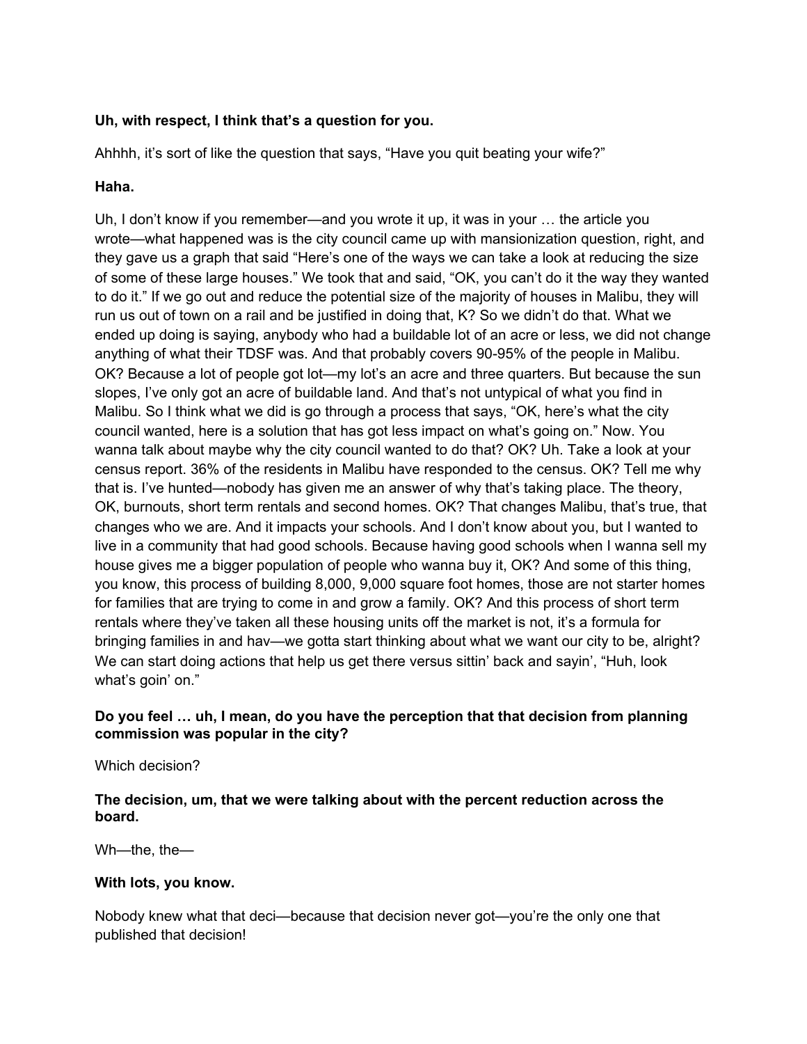**Uh, with respect, I think that's a question for you.**

Ahhhh, it's sort of like the question that says, "Have you quit beating your wife?"

**Haha.**

Uh, I don't know if you remember—and you wrote it up, it was in your … the article you wrote—what happened was is the city council came up with mansionization question, right, and they gave us a graph that said "Here's one of the ways we can take a look at reducing the size of some of these large houses." We took that and said, "OK, you can't do it the way they wanted to do it." If we go out and reduce the potential size of the majority of houses in Malibu, they will run us out of town on a rail and be justified in doing that, K? So we didn't do that. What we ended up doing is saying, anybody who had a buildable lot of an acre or less, we did not change anything of what their TDSF was. And that probably covers 90-95% of the people in Malibu. OK? Because a lot of people got lot—my lot's an acre and three quarters. But because the sun slopes, I've only got an acre of buildable land. And that's not untypical of what you find in Malibu. So I think what we did is go through a process that says, "OK, here's what the city council wanted, here is a solution that has got less impact on what's going on." Now. You wanna talk about maybe why the city council wanted to do that? OK? Uh. Take a look at your census report. 36% of the residents in Malibu have responded to the census. OK? Tell me why that is. I've hunted—nobody has given me an answer of why that's taking place. The theory, OK, burnouts, short term rentals and second homes. OK? That changes Malibu, that's true, that changes who we are. And it impacts your schools. And I don't know about you, but I wanted to live in a community that had good schools. Because having good schools when I wanna sell my house gives me a bigger population of people who wanna buy it, OK? And some of this thing, you know, this process of building 8,000, 9,000 square foot homes, those are not starter homes for families that are trying to come in and grow a family. OK? And this process of short term rentals where they've taken all these housing units off the market is not, it's a formula for bringing families in and hav—we gotta start thinking about what we want our city to be, alright? We can start doing actions that help us get there versus sittin' back and sayin', "Huh, look what's goin' on."

**Do you feel … uh, I mean, do you have the perception that that decision from planning commission was popular in the city?**

Which decision?

**The decision, um, that we were talking about with the percent reduction across the board.**

Wh—the, the—

**With lots, you know.**

Nobody knew what that deci—because that decision never got—you're the only one that published that decision!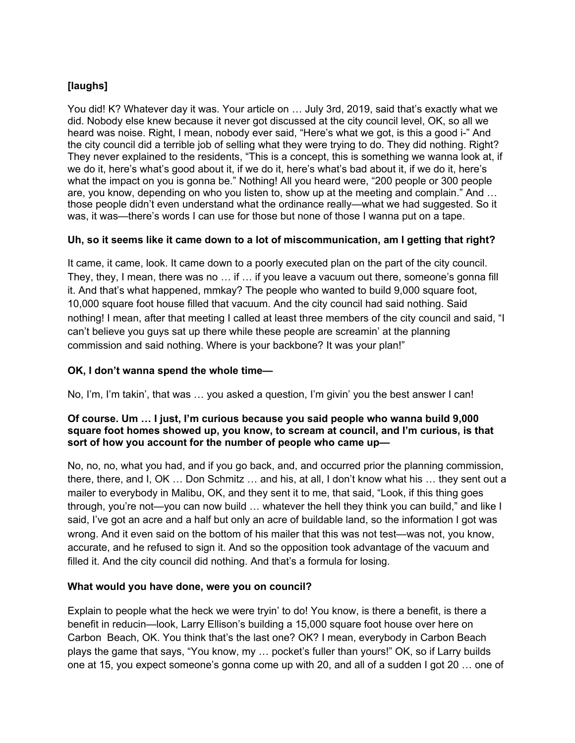**[laughs]**

You did! K? Whatever day it was. Your article on … July 3rd, 2019, said that's exactly what we did. Nobody else knew because it never got discussed at the city council level, OK, so all we heard was noise. Right, I mean, nobody ever said, "Here's what we got, is this a good i-" And the city council did a terrible job of selling what they were trying to do. They did nothing. Right? They never explained to the residents, "This is a concept, this is something we wanna look at, if we do it, here's what's good about it, if we do it, here's what's bad about it, if we do it, here's what the impact on you is gonna be." Nothing! All you heard were, "200 people or 300 people are, you know, depending on who you listen to, show up at the meeting and complain." And … those people didn't even understand what the ordinance really—what we had suggested. So it was, it was—there's words I can use for those but none of those I wanna put on a tape.

**Uh, so it seems like it came down to a lot of miscommunication, am I getting that right?**

It came, it came, look. It came down to a poorly executed plan on the part of the city council. They, they, I mean, there was no … if … if you leave a vacuum out there, someone's gonna fill it. And that's what happened, mmkay? The people who wanted to build 9,000 square foot, 10,000 square foot house filled that vacuum. And the city council had said nothing. Said nothing! I mean, after that meeting I called at least three members of the city council and said, "I can't believe you guys sat up there while these people are screamin' at the planning commission and said nothing. Where is your backbone? It was your plan!"

**OK, I don't wanna spend the whole time—**

No, I'm, I'm takin', that was … you asked a question, I'm givin' you the best answer I can!

**Of course. Um … I just, I'm curious because you said people who wanna build 9,000 square foot homes showed up, you know, to scream at council, and I'm curious, is that sort of how you account for the number of people who came up—**

No, no, no, what you had, and if you go back, and, and occurred prior the planning commission, there, there, and I, OK … Don Schmitz … and his, at all, I don't know what his … they sent out a mailer to everybody in Malibu, OK, and they sent it to me, that said, "Look, if this thing goes through, you're not—you can now build … whatever the hell they think you can build," and like I said, I've got an acre and a half but only an acre of buildable land, so the information I got was wrong. And it even said on the bottom of his mailer that this was not test—was not, you know, accurate, and he refused to sign it. And so the opposition took advantage of the vacuum and filled it. And the city council did nothing. And that's a formula for losing.

**What would you have done, were you on council?**

Explain to people what the heck we were tryin' to do! You know, is there a benefit, is there a benefit in reducin—look, Larry Ellison's building a 15,000 square foot house over here on Carbon Beach, OK. You think that's the last one? OK? I mean, everybody in Carbon Beach plays the game that says, "You know, my … pocket's fuller than yours!" OK, so if Larry builds one at 15, you expect someone's gonna come up with 20, and all of a sudden I got 20 … one of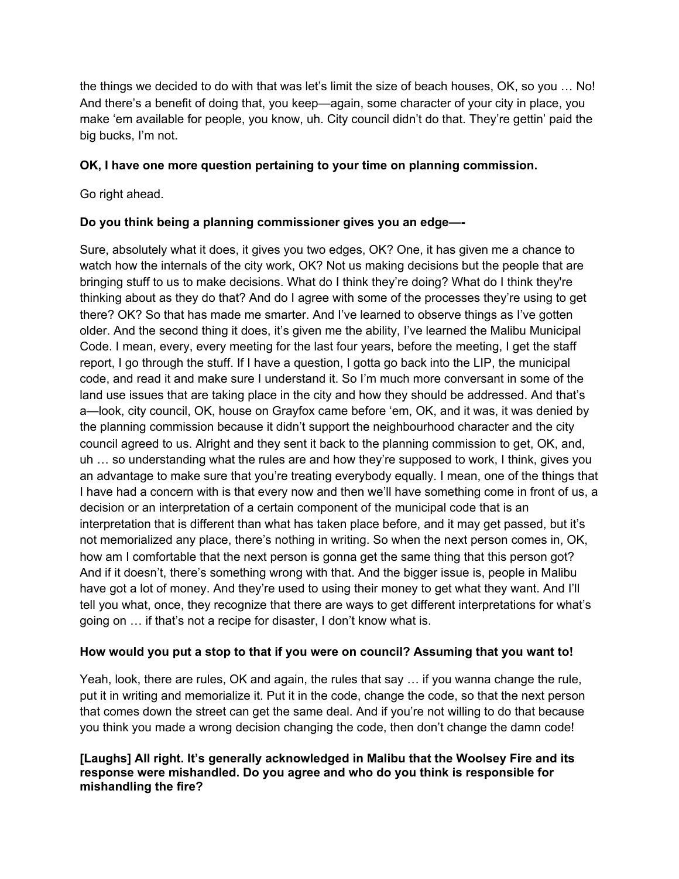the things we decided to do with that was let's limit the size of beach houses, OK, so you … No! And there's a benefit of doing that, you keep—again, some character of your city in place, you make 'em available for people, you know, uh. City council didn't do that. They're gettin' paid the big bucks, I'm not.

**OK, I have one more question pertaining to your time on planning commission.**

Go right ahead.

**Do you think being a planning commissioner gives you an edge—-**

Sure, absolutely what it does, it gives you two edges, OK? One, it has given me a chance to watch how the internals of the city work, OK? Not us making decisions but the people that are bringing stuff to us to make decisions. What do I think they're doing? What do I think they're thinking about as they do that? And do I agree with some of the processes they're using to get there? OK? So that has made me smarter. And I've learned to observe things as I've gotten older. And the second thing it does, it's given me the ability, I've learned the Malibu Municipal Code. I mean, every, every meeting for the last four years, before the meeting, I get the staff report, I go through the stuff. If I have a question, I gotta go back into the LIP, the municipal code, and read it and make sure I understand it. So I'm much more conversant in some of the land use issues that are taking place in the city and how they should be addressed. And that's a—look, city council, OK, house on Grayfox came before 'em, OK, and it was, it was denied by the planning commission because it didn't support the neighbourhood character and the city council agreed to us. Alright and they sent it back to the planning commission to get, OK, and, uh … so understanding what the rules are and how they're supposed to work, I think, gives you an advantage to make sure that you're treating everybody equally. I mean, one of the things that I have had a concern with is that every now and then we'll have something come in front of us, a decision or an interpretation of a certain component of the municipal code that is an interpretation that is different than what has taken place before, and it may get passed, but it's not memorialized any place, there's nothing in writing. So when the next person comes in, OK, how am I comfortable that the next person is gonna get the same thing that this person got? And if it doesn't, there's something wrong with that. And the bigger issue is, people in Malibu have got a lot of money. And they're used to using their money to get what they want. And I'll tell you what, once, they recognize that there are ways to get different interpretations for what's going on … if that's not a recipe for disaster, I don't know what is.

**How would you put a stop to that if you were on council? Assuming that you want to!**

Yeah, look, there are rules, OK and again, the rules that say … if you wanna change the rule, put it in writing and memorialize it. Put it in the code, change the code, so that the next person that comes down the street can get the same deal. And if you're not willing to do that because you think you made a wrong decision changing the code, then don't change the damn code!

**[Laughs] All right. It's generally acknowledged in Malibu that the Woolsey Fire and its response were mishandled. Do you agree and who do you think is responsible for mishandling the fire?**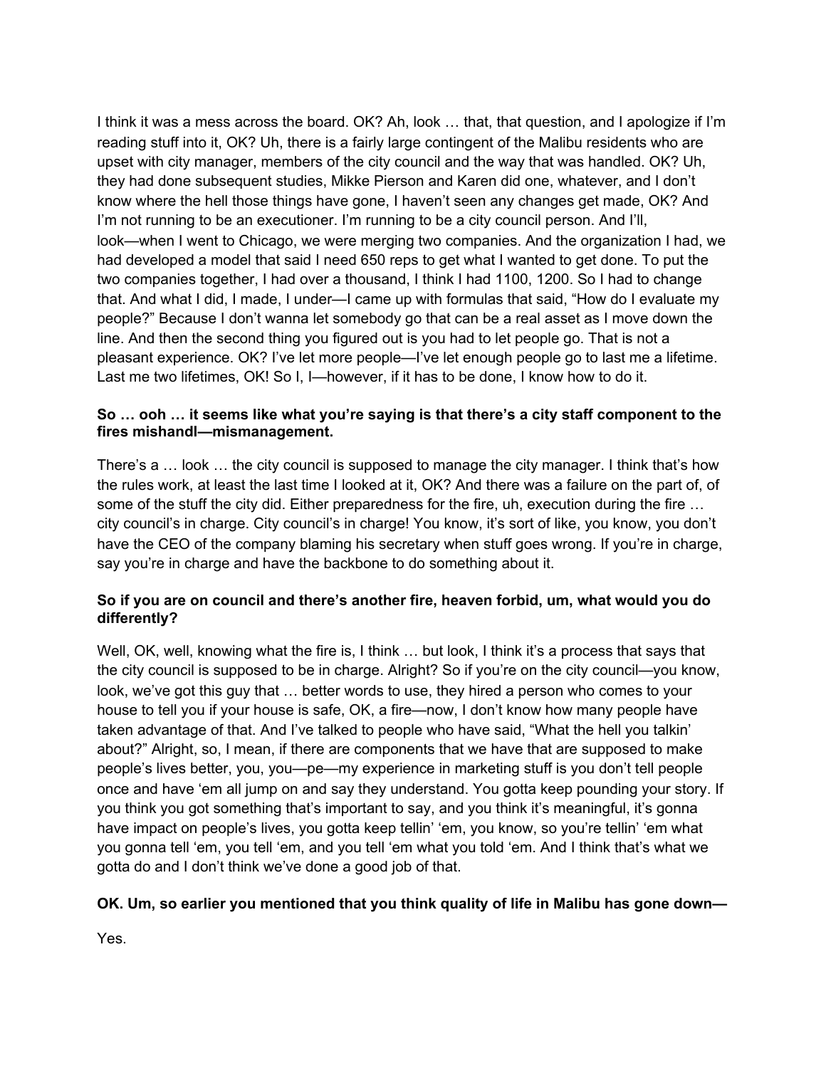I think it was a mess across the board. OK? Ah, look … that, that question, and I apologize if I'm reading stuff into it, OK? Uh, there is a fairly large contingent of the Malibu residents who are upset with city manager, members of the city council and the way that was handled. OK? Uh, they had done subsequent studies, Mikke Pierson and Karen did one, whatever, and I don't know where the hell those things have gone, I haven't seen any changes get made, OK? And I'm not running to be an executioner. I'm running to be a city council person. And I'll, look—when I went to Chicago, we were merging two companies. And the organization I had, we had developed a model that said I need 650 reps to get what I wanted to get done. To put the two companies together, I had over a thousand, I think I had 1100, 1200. So I had to change that. And what I did, I made, I under—I came up with formulas that said, "How do I evaluate my people?" Because I don't wanna let somebody go that can be a real asset as I move down the line. And then the second thing you figured out is you had to let people go. That is not a pleasant experience. OK? I've let more people—I've let enough people go to last me a lifetime. Last me two lifetimes, OK! So I, I—however, if it has to be done, I know how to do it.

**So … ooh … it seems like what you're saying is that there's a city staff component to the fires mishandl—mismanagement.**

There's a … look … the city council is supposed to manage the city manager. I think that's how the rules work, at least the last time I looked at it, OK? And there was a failure on the part of, of some of the stuff the city did. Either preparedness for the fire, uh, execution during the fire … city council's in charge. City council's in charge! You know, it's sort of like, you know, you don't have the CEO of the company blaming his secretary when stuff goes wrong. If you're in charge, say you're in charge and have the backbone to do something about it.

**So if you are on council and there's another fire, heaven forbid, um, what would you do differently?**

Well, OK, well, knowing what the fire is, I think … but look, I think it's a process that says that the city council is supposed to be in charge. Alright? So if you're on the city council—you know, look, we've got this guy that … better words to use, they hired a person who comes to your house to tell you if your house is safe, OK, a fire—now, I don't know how many people have taken advantage of that. And I've talked to people who have said, "What the hell you talkin' about?" Alright, so, I mean, if there are components that we have that are supposed to make people's lives better, you, you—pe—my experience in marketing stuff is you don't tell people once and have 'em all jump on and say they understand. You gotta keep pounding your story. If you think you got something that's important to say, and you think it's meaningful, it's gonna have impact on people's lives, you gotta keep tellin' 'em, you know, so you're tellin' 'em what you gonna tell 'em, you tell 'em, and you tell 'em what you told 'em. And I think that's what we gotta do and I don't think we've done a good job of that.

**OK. Um, so earlier you mentioned that you think quality of life in Malibu has gone down—**

Yes.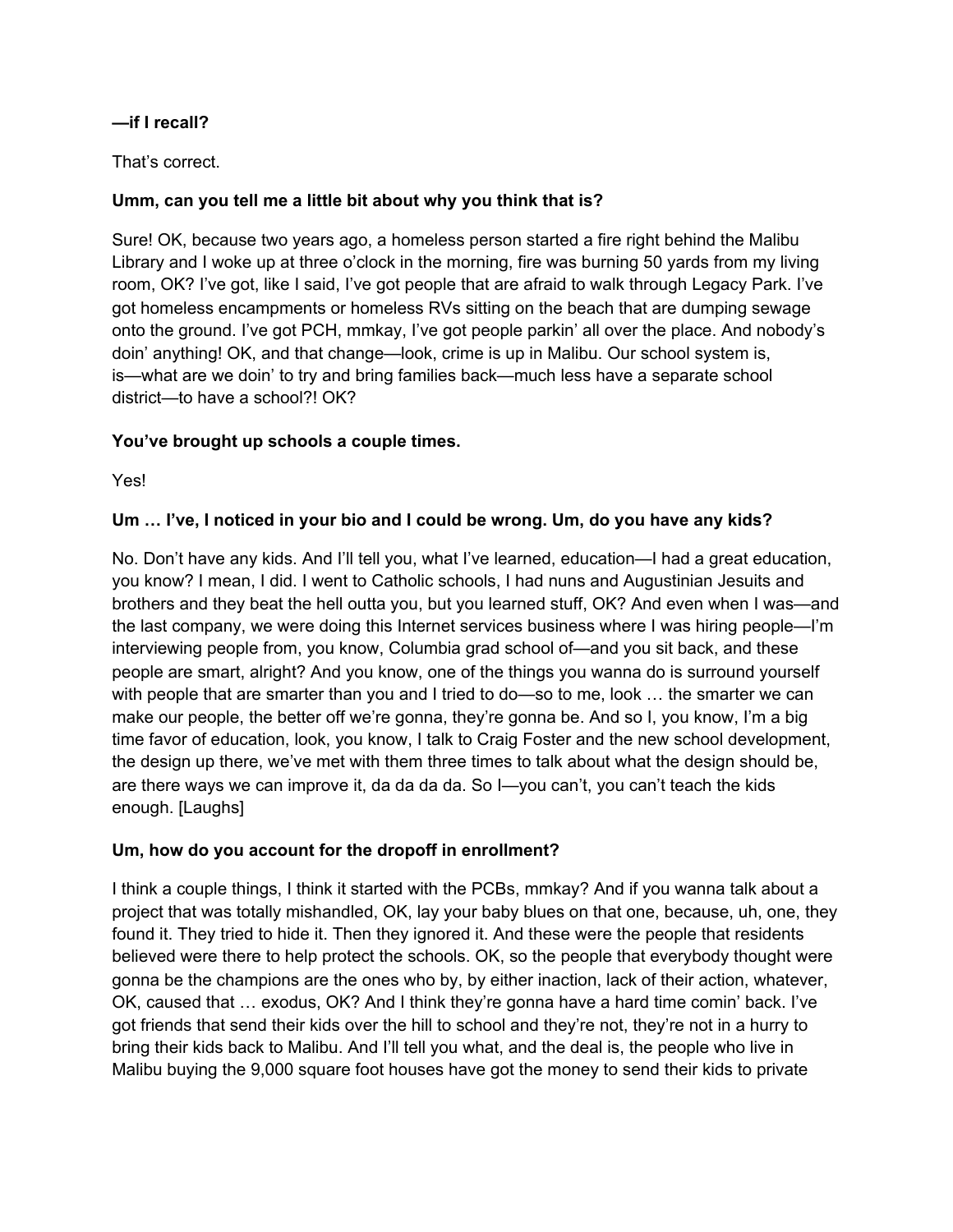**—if I recall?**

That's correct.

**Umm, can you tell me a little bit about why you think that is?**

Sure! OK, because two years ago, a homeless person started a fire right behind the Malibu Library and I woke up at three o'clock in the morning, fire was burning 50 yards from my living room, OK? I've got, like I said, I've got people that are afraid to walk through Legacy Park. I've got homeless encampments or homeless RVs sitting on the beach that are dumping sewage onto the ground. I've got PCH, mmkay, I've got people parkin' all over the place. And nobody's doin' anything! OK, and that change—look, crime is up in Malibu. Our school system is, is—what are we doin' to try and bring families back—much less have a separate school district—to have a school?! OK?

**You've brought up schools a couple times.**

Yes!

**Um … I've, I noticed in your bio and I could be wrong. Um, do you have any kids?**

No. Don't have any kids. And I'll tell you, what I've learned, education—I had a great education, you know? I mean, I did. I went to Catholic schools, I had nuns and Augustinian Jesuits and brothers and they beat the hell outta you, but you learned stuff, OK? And even when I was—and the last company, we were doing this Internet services business where I was hiring people—I'm interviewing people from, you know, Columbia grad school of—and you sit back, and these people are smart, alright? And you know, one of the things you wanna do is surround yourself with people that are smarter than you and I tried to do—so to me, look … the smarter we can make our people, the better off we're gonna, they're gonna be. And so I, you know, I'm a big time favor of education, look, you know, I talk to Craig Foster and the new school development, the design up there, we've met with them three times to talk about what the design should be, are there ways we can improve it, da da da da. So I—you can't, you can't teach the kids enough. [Laughs]

**Um, how do you account for the dropoff in enrollment?**

I think a couple things, I think it started with the PCBs, mmkay? And if you wanna talk about a project that was totally mishandled, OK, lay your baby blues on that one, because, uh, one, they found it. They tried to hide it. Then they ignored it. And these were the people that residents believed were there to help protect the schools. OK, so the people that everybody thought were gonna be the champions are the ones who by, by either inaction, lack of their action, whatever, OK, caused that … exodus, OK? And I think they're gonna have a hard time comin' back. I've got friends that send their kids over the hill to school and they're not, they're not in a hurry to bring their kids back to Malibu. And I'll tell you what, and the deal is, the people who live in Malibu buying the 9,000 square foot houses have got the money to send their kids to private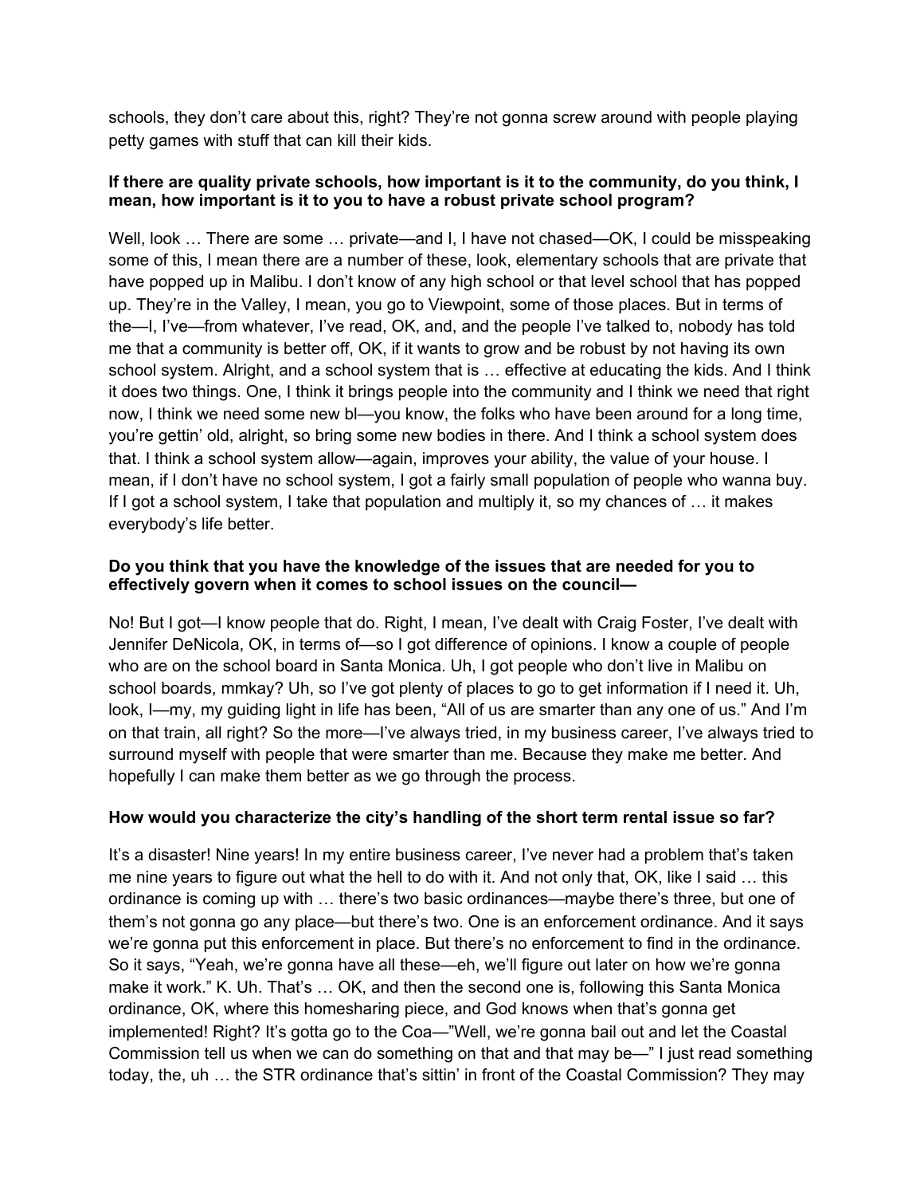schools, they don't care about this, right? They're not gonna screw around with people playing petty games with stuff that can kill their kids.

**If there are quality private schools, how important is it to the community, do you think, I mean, how important is it to you to have a robust private school program?**

Well, look … There are some … private—and I, I have not chased—OK, I could be misspeaking some of this, I mean there are a number of these, look, elementary schools that are private that have popped up in Malibu. I don't know of any high school or that level school that has popped up. They're in the Valley, I mean, you go to Viewpoint, some of those places. But in terms of the—I, I've—from whatever, I've read, OK, and, and the people I've talked to, nobody has told me that a community is better off, OK, if it wants to grow and be robust by not having its own school system. Alright, and a school system that is … effective at educating the kids. And I think it does two things. One, I think it brings people into the community and I think we need that right now, I think we need some new bl—you know, the folks who have been around for a long time, you're gettin' old, alright, so bring some new bodies in there. And I think a school system does that. I think a school system allow—again, improves your ability, the value of your house. I mean, if I don't have no school system, I got a fairly small population of people who wanna buy. If I got a school system, I take that population and multiply it, so my chances of … it makes everybody's life better.

**Do you think that you have the knowledge of the issues that are needed for you to effectively govern when it comes to school issues on the council—**

No! But I got—I know people that do. Right, I mean, I've dealt with Craig Foster, I've dealt with Jennifer DeNicola, OK, in terms of—so I got difference of opinions. I know a couple of people who are on the school board in Santa Monica. Uh, I got people who don't live in Malibu on school boards, mmkay? Uh, so I've got plenty of places to go to get information if I need it. Uh, look, I—my, my guiding light in life has been, "All of us are smarter than any one of us." And I'm on that train, all right? So the more—I've always tried, in my business career, I've always tried to surround myself with people that were smarter than me. Because they make me better. And hopefully I can make them better as we go through the process.

**How would you characterize the city's handling of the short term rental issue so far?**

It's a disaster! Nine years! In my entire business career, I've never had a problem that's taken me nine years to figure out what the hell to do with it. And not only that, OK, like I said … this ordinance is coming up with … there's two basic ordinances—maybe there's three, but one of them's not gonna go any place—but there's two. One is an enforcement ordinance. And it says we're gonna put this enforcement in place. But there's no enforcement to find in the ordinance. So it says, "Yeah, we're gonna have all these—eh, we'll figure out later on how we're gonna make it work." K. Uh. That's … OK, and then the second one is, following this Santa Monica ordinance, OK, where this homesharing piece, and God knows when that's gonna get implemented! Right? It's gotta go to the Coa—"Well, we're gonna bail out and let the Coastal Commission tell us when we can do something on that and that may be—" I just read something today, the, uh … the STR ordinance that's sittin' in front of the Coastal Commission? They may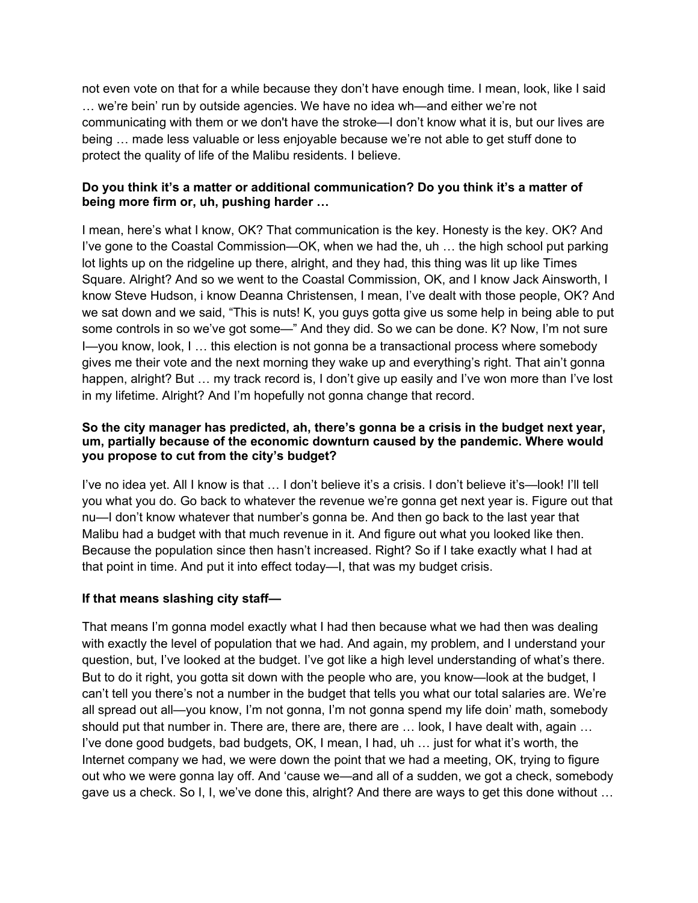not even vote on that for a while because they don't have enough time. I mean, look, like I said … we're bein' run by outside agencies. We have no idea wh—and either we're not communicating with them or we don't have the stroke—I don't know what it is, but our lives are being … made less valuable or less enjoyable because we're not able to get stuff done to protect the quality of life of the Malibu residents. I believe.

**Do you think it's a matter or additional communication? Do you think it's a matter of being more firm or, uh, pushing harder …**

I mean, here's what I know, OK? That communication is the key. Honesty is the key. OK? And I've gone to the Coastal Commission—OK, when we had the, uh … the high school put parking lot lights up on the ridgeline up there, alright, and they had, this thing was lit up like Times Square. Alright? And so we went to the Coastal Commission, OK, and I know Jack Ainsworth, I know Steve Hudson, i know Deanna Christensen, I mean, I've dealt with those people, OK? And we sat down and we said, "This is nuts! K, you guys gotta give us some help in being able to put some controls in so we've got some—" And they did. So we can be done. K? Now, I'm not sure I—you know, look, I … this election is not gonna be a transactional process where somebody gives me their vote and the next morning they wake up and everything's right. That ain't gonna happen, alright? But … my track record is, I don't give up easily and I've won more than I've lost in my lifetime. Alright? And I'm hopefully not gonna change that record.

**So the city manager has predicted, ah, there's gonna be a crisis in the budget next year, um, partially because of the economic downturn caused by the pandemic. Where would you propose to cut from the city's budget?**

I've no idea yet. All I know is that … I don't believe it's a crisis. I don't believe it's—look! I'll tell you what you do. Go back to whatever the revenue we're gonna get next year is. Figure out that nu—I don't know whatever that number's gonna be. And then go back to the last year that Malibu had a budget with that much revenue in it. And figure out what you looked like then. Because the population since then hasn't increased. Right? So if I take exactly what I had at that point in time. And put it into effect today—I, that was my budget crisis.

**If that means slashing city staff—**

That means I'm gonna model exactly what I had then because what we had then was dealing with exactly the level of population that we had. And again, my problem, and I understand your question, but, I've looked at the budget. I've got like a high level understanding of what's there. But to do it right, you gotta sit down with the people who are, you know—look at the budget, I can't tell you there's not a number in the budget that tells you what our total salaries are. We're all spread out all—you know, I'm not gonna, I'm not gonna spend my life doin' math, somebody should put that number in. There are, there are, there are … look, I have dealt with, again … I've done good budgets, bad budgets, OK, I mean, I had, uh … just for what it's worth, the Internet company we had, we were down the point that we had a meeting, OK, trying to figure out who we were gonna lay off. And 'cause we—and all of a sudden, we got a check, somebody gave us a check. So I, I, we've done this, alright? And there are ways to get this done without …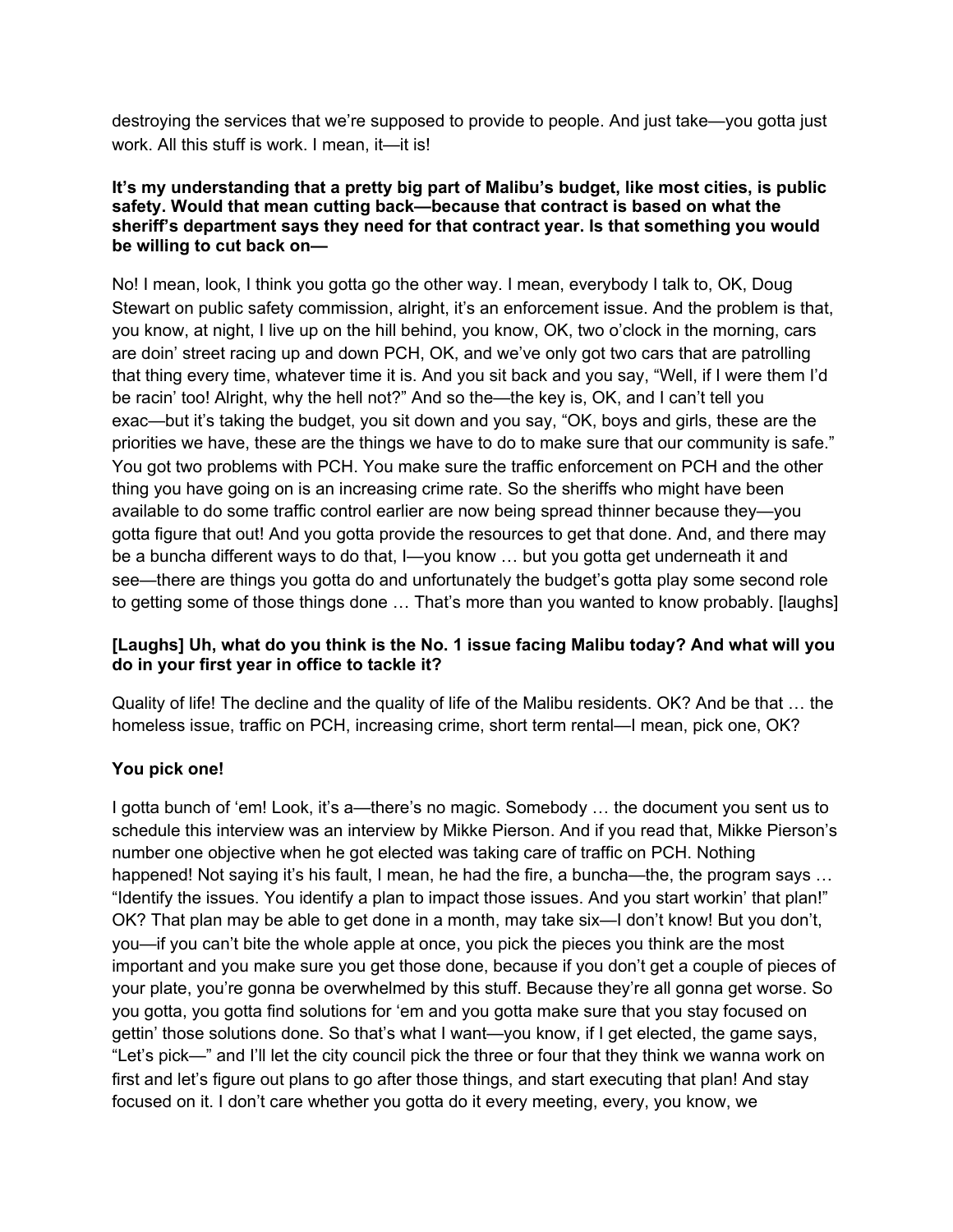destroying the services that we're supposed to provide to people. And just take—you gotta just work. All this stuff is work. I mean, it—it is!

**It's my understanding that a pretty big part of Malibu's budget, like most cities, is public safety. Would that mean cutting back—because that contract is based on what the sheriff's department says they need for that contract year. Is that something you would be willing to cut back on—**

No! I mean, look, I think you gotta go the other way. I mean, everybody I talk to, OK, Doug Stewart on public safety commission, alright, it's an enforcement issue. And the problem is that, you know, at night, I live up on the hill behind, you know, OK, two o'clock in the morning, cars are doin' street racing up and down PCH, OK, and we've only got two cars that are patrolling that thing every time, whatever time it is. And you sit back and you say, "Well, if I were them I'd be racin' too! Alright, why the hell not?" And so the—the key is, OK, and I can't tell you exac—but it's taking the budget, you sit down and you say, "OK, boys and girls, these are the priorities we have, these are the things we have to do to make sure that our community is safe." You got two problems with PCH. You make sure the traffic enforcement on PCH and the other thing you have going on is an increasing crime rate. So the sheriffs who might have been available to do some traffic control earlier are now being spread thinner because they—you gotta figure that out! And you gotta provide the resources to get that done. And, and there may be a buncha different ways to do that, I—you know … but you gotta get underneath it and see—there are things you gotta do and unfortunately the budget's gotta play some second role to getting some of those things done … That's more than you wanted to know probably. [laughs]

**[Laughs] Uh, what do you think is the No. 1 issue facing Malibu today? And what will you do in your first year in office to tackle it?**

Quality of life! The decline and the quality of life of the Malibu residents. OK? And be that … the homeless issue, traffic on PCH, increasing crime, short term rental—I mean, pick one, OK?

**You pick one!**

I gotta bunch of 'em! Look, it's a—there's no magic. Somebody … the document you sent us to schedule this interview was an interview by Mikke Pierson. And if you read that, Mikke Pierson's number one objective when he got elected was taking care of traffic on PCH. Nothing happened! Not saying it's his fault, I mean, he had the fire, a buncha—the, the program says … "Identify the issues. You identify a plan to impact those issues. And you start workin' that plan!" OK? That plan may be able to get done in a month, may take six—I don't know! But you don't, you—if you can't bite the whole apple at once, you pick the pieces you think are the most important and you make sure you get those done, because if you don't get a couple of pieces of your plate, you're gonna be overwhelmed by this stuff. Because they're all gonna get worse. So you gotta, you gotta find solutions for 'em and you gotta make sure that you stay focused on gettin' those solutions done. So that's what I want—you know, if I get elected, the game says, "Let's pick—" and I'll let the city council pick the three or four that they think we wanna work on first and let's figure out plans to go after those things, and start executing that plan! And stay focused on it. I don't care whether you gotta do it every meeting, every, you know, we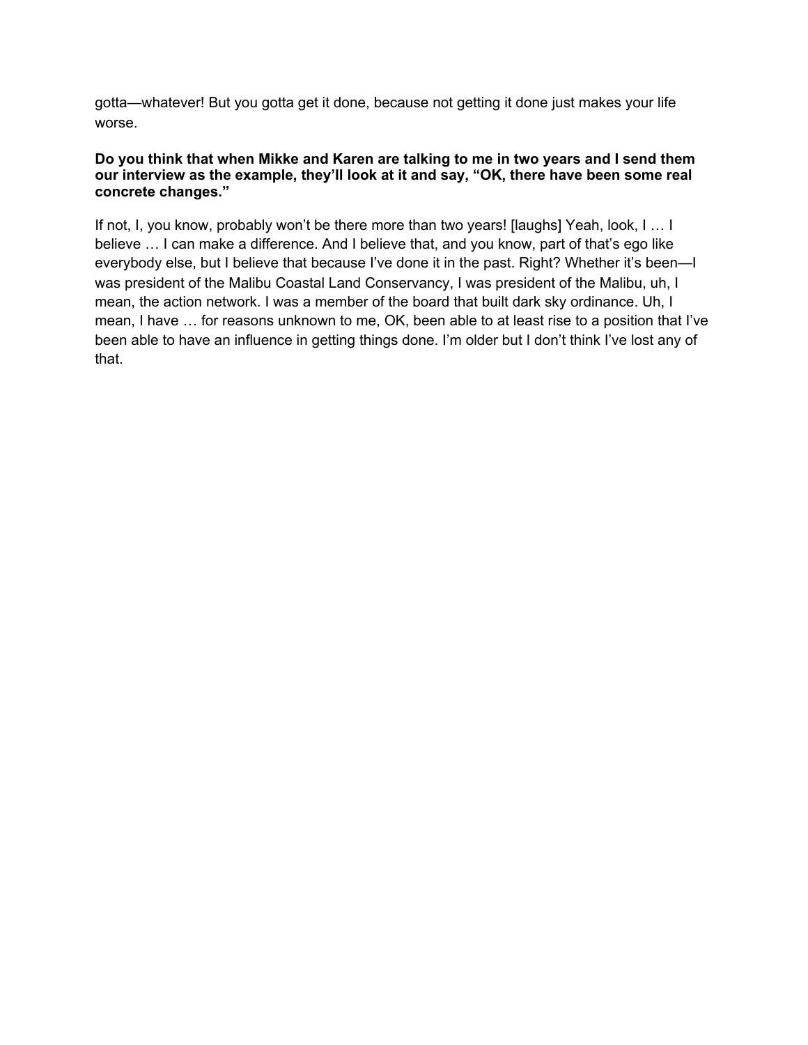gotta—whatever! But you gotta get it done, because not getting it done just makes your life worse.

**Do you think that when Mikke and Karen are talking to me in two years and I send them our interview as the example, they'll look at it and say, "OK, there have been some real concrete changes."**

If not, I, you know, probably won't be there more than two years! [laughs] Yeah, look, I … I believe … I can make a difference. And I believe that, and you know, part of that's ego like everybody else, but I believe that because I've done it in the past. Right? Whether it's been—I was president of the Malibu Coastal Land Conservancy, I was president of the Malibu, uh, I mean, the action network. I was a member of the board that built dark sky ordinance. Uh, I mean, I have … for reasons unknown to me, OK, been able to at least rise to a position that I've been able to have an influence in getting things done. I'm older but I don't think I've lost any of that.